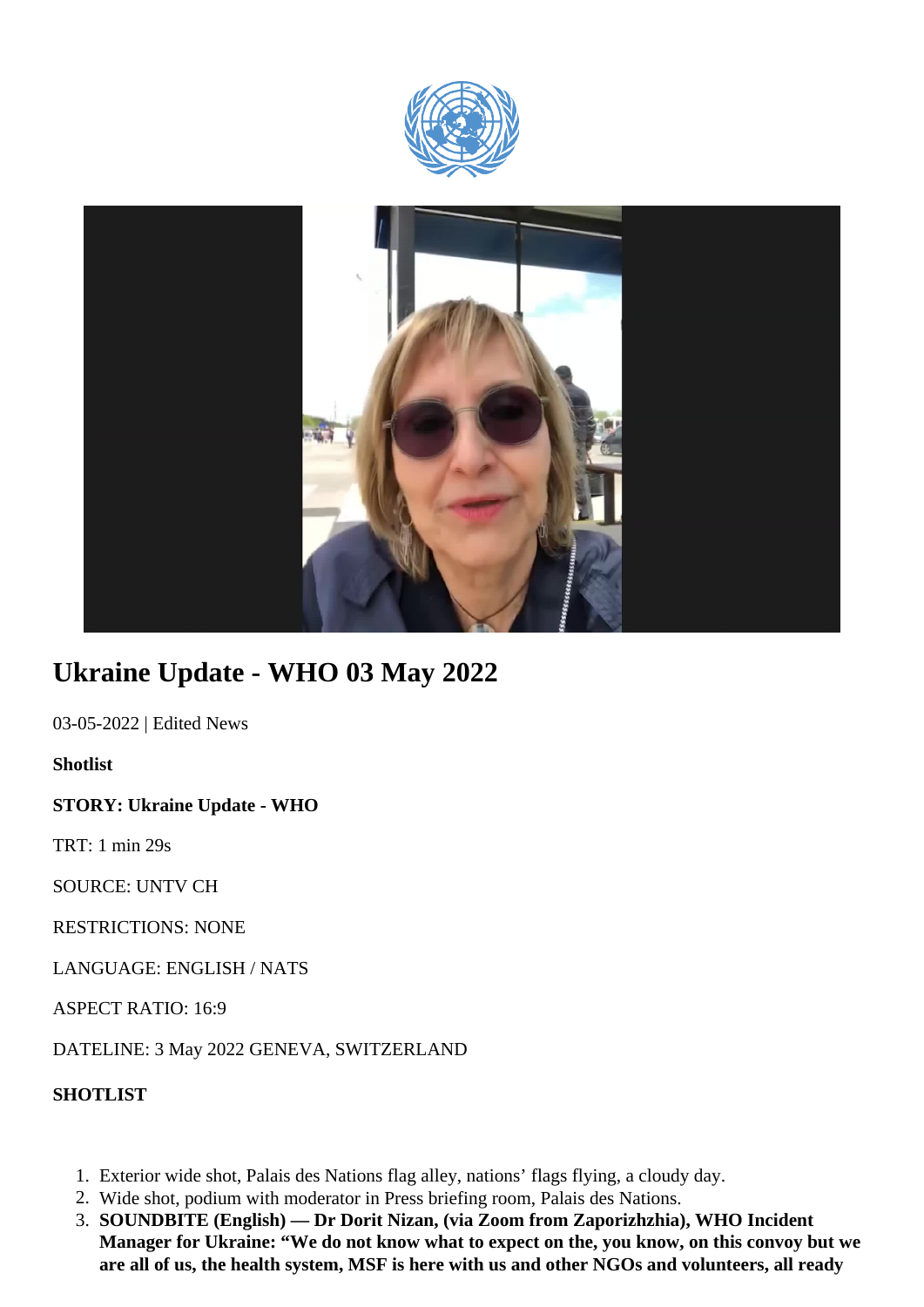# Ukraine Update - WHO 03 May 2022

03-05-2022 | Edited News

**Shotlist**

**STORY: Ukraine Update - WHO**

TRT: 1 min 29s

SOURCE: UNTV CH

RESTRICTIONS: NONE

LANGUAGE: ENGLISH / NATS

ASPECT RATIO: 16:9

DATELINE: 3 May 2022 GENEVA, SWITZERLAND

**SHOTLIST**

1. Exterior wide shot, Palais des Nations flag alley, nations' flags flying, a cloudy day.
2. Wide shot, podium with moderator in Press briefing room, Palais des Nations.
3. **SOUNDBITE (English) — Dr Dorit Nizan, (via Zoom from Zaporizhzhia), WHO Incident Manager for Ukraine: "We do not know what to expect on the, you know, on this convoy but we are all of us, the health system, MSF is here with us and other NGOs and volunteers, all ready**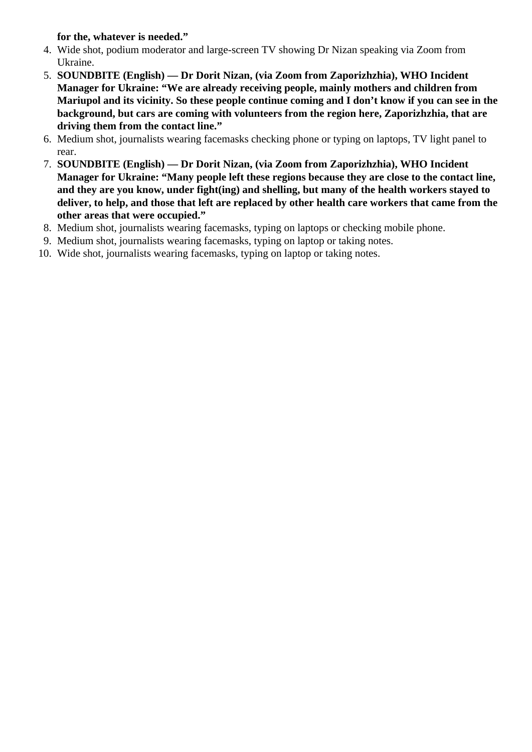**for the, whatever is needed."**

4. Wide shot, podium moderator and large-screen TV showing Dr Nizan speaking via Zoom from Ukraine.
5. **SOUNDBITE (English) — Dr Dorit Nizan, (via Zoom from Zaporizhzhia), WHO Incident Manager for Ukraine: "We are already receiving people, mainly mothers and children from Mariupol and its vicinity. So these people continue coming and I don't know if you can see in the background, but cars are coming with volunteers from the region here, Zaporizhzhia, that are driving them from the contact line."**
6. Medium shot, journalists wearing facemasks checking phone or typing on laptops, TV light panel to rear.
7. **SOUNDBITE (English) — Dr Dorit Nizan, (via Zoom from Zaporizhzhia), WHO Incident Manager for Ukraine: "Many people left these regions because they are close to the contact line, and they are you know, under fight(ing) and shelling, but many of the health workers stayed to deliver, to help, and those that left are replaced by other health care workers that came from the other areas that were occupied."**
8. Medium shot, journalists wearing facemasks, typing on laptops or checking mobile phone.
9. Medium shot, journalists wearing facemasks, typing on laptop or taking notes.
10. Wide shot, journalists wearing facemasks, typing on laptop or taking notes.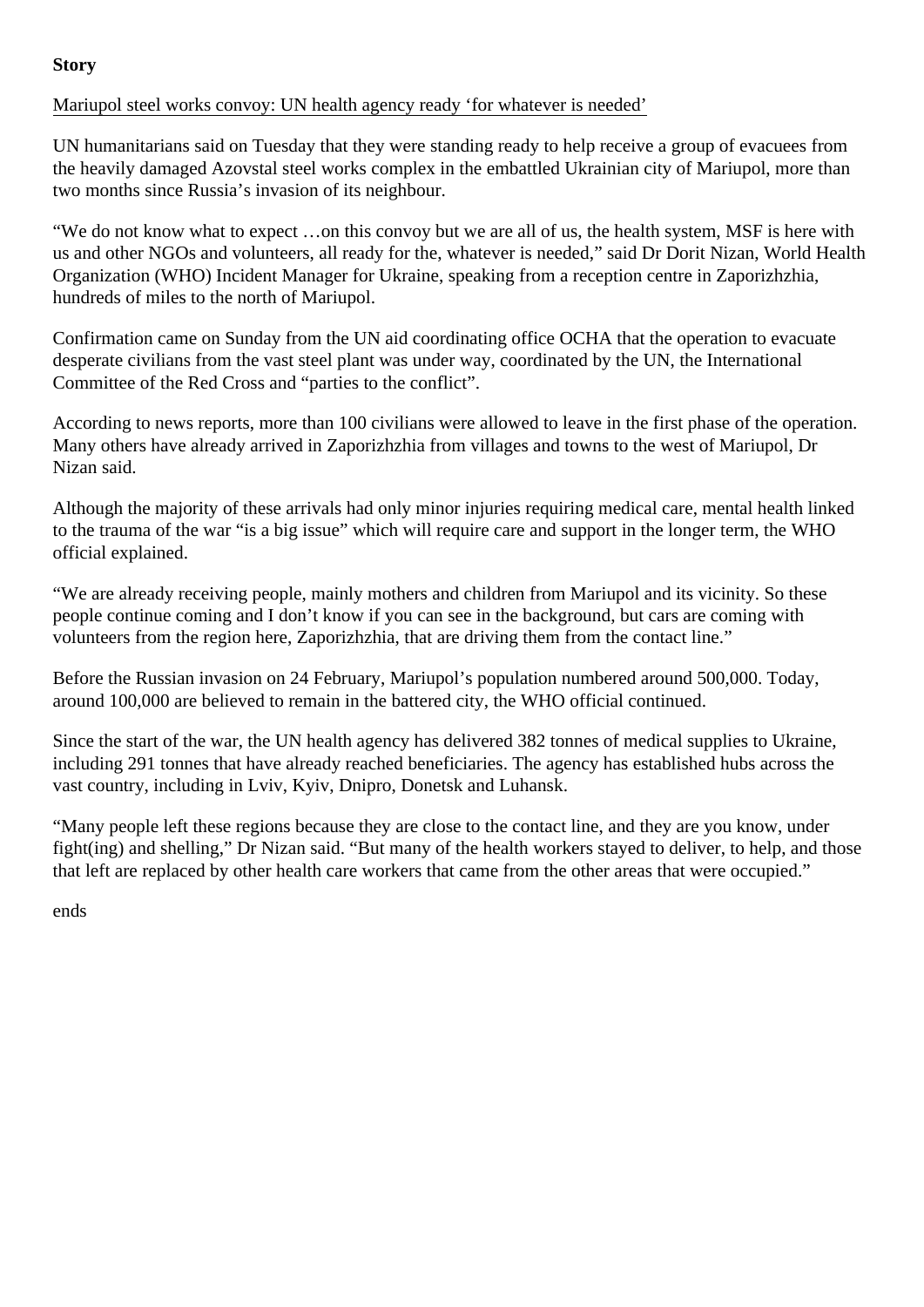**Story**

Mariupol steel works convoy: UN health agency ready ‘for whatever is needed’

UN humanitarians said on Tuesday that they were standing ready to help receive a group of evacuees from the heavily damaged Azovstal steel works complex in the embattled Ukrainian city of Mariupol, more than two months since Russia’s invasion of its neighbour.

“We do not know what to expect …on this convoy but we are all of us, the health system, MSF is here with us and other NGOs and volunteers, all ready for the, whatever is needed,” said Dr Dorit Nizan, World Health Organization (WHO) Incident Manager for Ukraine, speaking from a reception centre in Zaporizhzhia, hundreds of miles to the north of Mariupol.

Confirmation came on Sunday from the UN aid coordinating office OCHA that the operation to evacuate desperate civilians from the vast steel plant was under way, coordinated by the UN, the International Committee of the Red Cross and “parties to the conflict”.

According to news reports, more than 100 civilians were allowed to leave in the first phase of the operation. Many others have already arrived in Zaporizhzhia from villages and towns to the west of Mariupol, Dr Nizan said.

Although the majority of these arrivals had only minor injuries requiring medical care, mental health linked to the trauma of the war “is a big issue” which will require care and support in the longer term, the WHO official explained.

“We are already receiving people, mainly mothers and children from Mariupol and its vicinity. So these people continue coming and I don’t know if you can see in the background, but cars are coming with volunteers from the region here, Zaporizhzhia, that are driving them from the contact line.”

Before the Russian invasion on 24 February, Mariupol’s population numbered around 500,000. Today, around 100,000 are believed to remain in the battered city, the WHO official continued.

Since the start of the war, the UN health agency has delivered 382 tonnes of medical supplies to Ukraine, including 291 tonnes that have already reached beneficiaries. The agency has established hubs across the vast country, including in Lviv, Kyiv, Dnipro, Donetsk and Luhansk.

“Many people left these regions because they are close to the contact line, and they are you know, under fight(ing) and shelling,” Dr Nizan said. “But many of the health workers stayed to deliver, to help, and those that left are replaced by other health care workers that came from the other areas that were occupied.”

ends